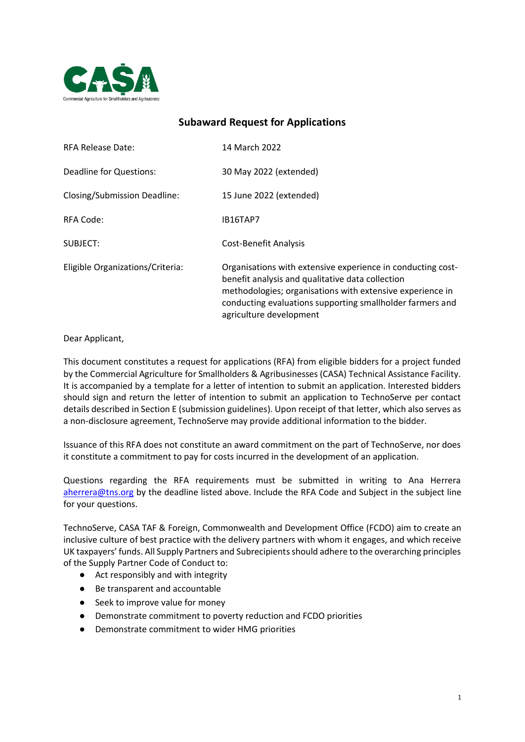## Subaward Request for Applications

| | |
|---|---|
| RFA Release Date: | 14 March 2022 |
| Deadline for Questions: | 30 May 2022 (extended) |
| Closing/Submission Deadline: | 15 June 2022 (extended) |
| RFA Code: | IB16TAP7 |
| SUBJECT: | Cost-Benefit Analysis |
| Eligible Organizations/Criteria: | Organisations with extensive experience in conducting cost-benefit analysis and qualitative data collection methodologies; organisations with extensive experience in conducting evaluations supporting smallholder farmers and agriculture development |

Dear Applicant,

This document constitutes a request for applications (RFA) from eligible bidders for a project funded by the Commercial Agriculture for Smallholders & Agribusinesses (CASA) Technical Assistance Facility. It is accompanied by a template for a letter of intention to submit an application. Interested bidders should sign and return the letter of intention to submit an application to TechnoServe per contact details described in Section E (submission guidelines). Upon receipt of that letter, which also serves as a non-disclosure agreement, TechnoServe may provide additional information to the bidder.

Issuance of this RFA does not constitute an award commitment on the part of TechnoServe, nor does it constitute a commitment to pay for costs incurred in the development of an application.

Questions regarding the RFA requirements must be submitted in writing to Ana Herrera aherrera@tns.org by the deadline listed above. Include the RFA Code and Subject in the subject line for your questions.

TechnoServe, CASA TAF & Foreign, Commonwealth and Development Office (FCDO) aim to create an inclusive culture of best practice with the delivery partners with whom it engages, and which receive UK taxpayers' funds. All Supply Partners and Subrecipients should adhere to the overarching principles of the Supply Partner Code of Conduct to:

- Act responsibly and with integrity
- Be transparent and accountable
- Seek to improve value for money
- Demonstrate commitment to poverty reduction and FCDO priorities
- Demonstrate commitment to wider HMG priorities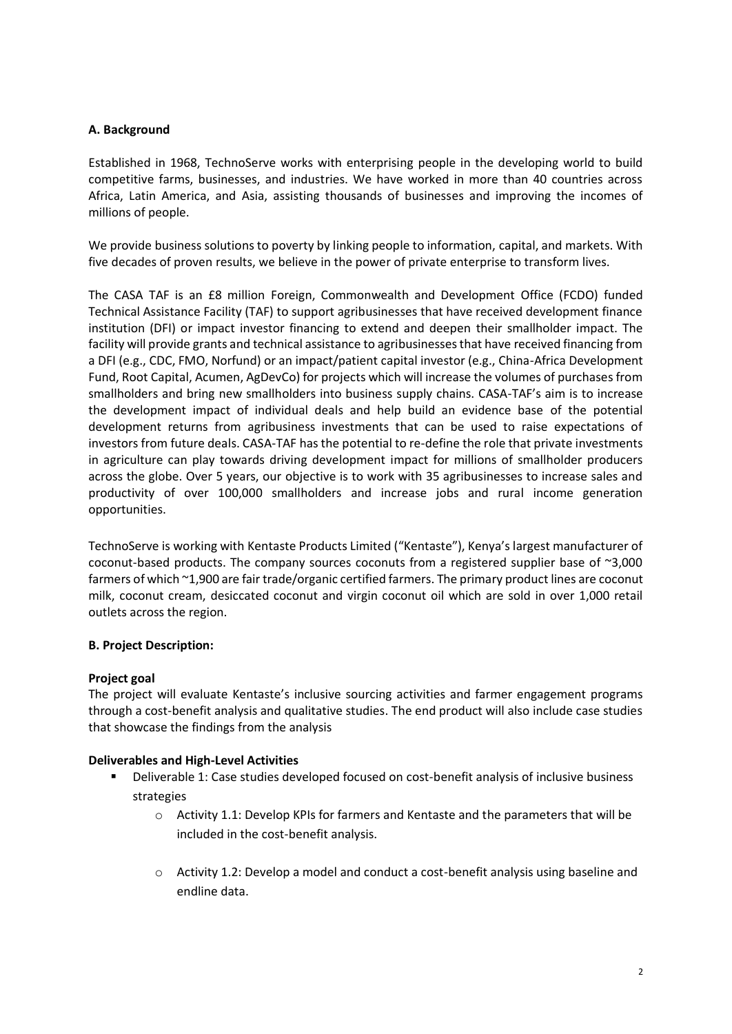### A. Background

Established in 1968, TechnoServe works with enterprising people in the developing world to build competitive farms, businesses, and industries. We have worked in more than 40 countries across Africa, Latin America, and Asia, assisting thousands of businesses and improving the incomes of millions of people.

We provide business solutions to poverty by linking people to information, capital, and markets. With five decades of proven results, we believe in the power of private enterprise to transform lives.

The CASA TAF is an £8 million Foreign, Commonwealth and Development Office (FCDO) funded Technical Assistance Facility (TAF) to support agribusinesses that have received development finance institution (DFI) or impact investor financing to extend and deepen their smallholder impact. The facility will provide grants and technical assistance to agribusinesses that have received financing from a DFI (e.g., CDC, FMO, Norfund) or an impact/patient capital investor (e.g., China-Africa Development Fund, Root Capital, Acumen, AgDevCo) for projects which will increase the volumes of purchases from smallholders and bring new smallholders into business supply chains. CASA-TAF's aim is to increase the development impact of individual deals and help build an evidence base of the potential development returns from agribusiness investments that can be used to raise expectations of investors from future deals. CASA-TAF has the potential to re-define the role that private investments in agriculture can play towards driving development impact for millions of smallholder producers across the globe. Over 5 years, our objective is to work with 35 agribusinesses to increase sales and productivity of over 100,000 smallholders and increase jobs and rural income generation opportunities.

TechnoServe is working with Kentaste Products Limited ("Kentaste"), Kenya's largest manufacturer of coconut-based products. The company sources coconuts from a registered supplier base of ~3,000 farmers of which ~1,900 are fair trade/organic certified farmers. The primary product lines are coconut milk, coconut cream, desiccated coconut and virgin coconut oil which are sold in over 1,000 retail outlets across the region.

### B. Project Description:

**Project goal**

The project will evaluate Kentaste's inclusive sourcing activities and farmer engagement programs through a cost-benefit analysis and qualitative studies. The end product will also include case studies that showcase the findings from the analysis

**Deliverables and High-Level Activities**

- Deliverable 1: Case studies developed focused on cost-benefit analysis of inclusive business strategies
  - Activity 1.1: Develop KPIs for farmers and Kentaste and the parameters that will be included in the cost-benefit analysis.
  - Activity 1.2: Develop a model and conduct a cost-benefit analysis using baseline and endline data.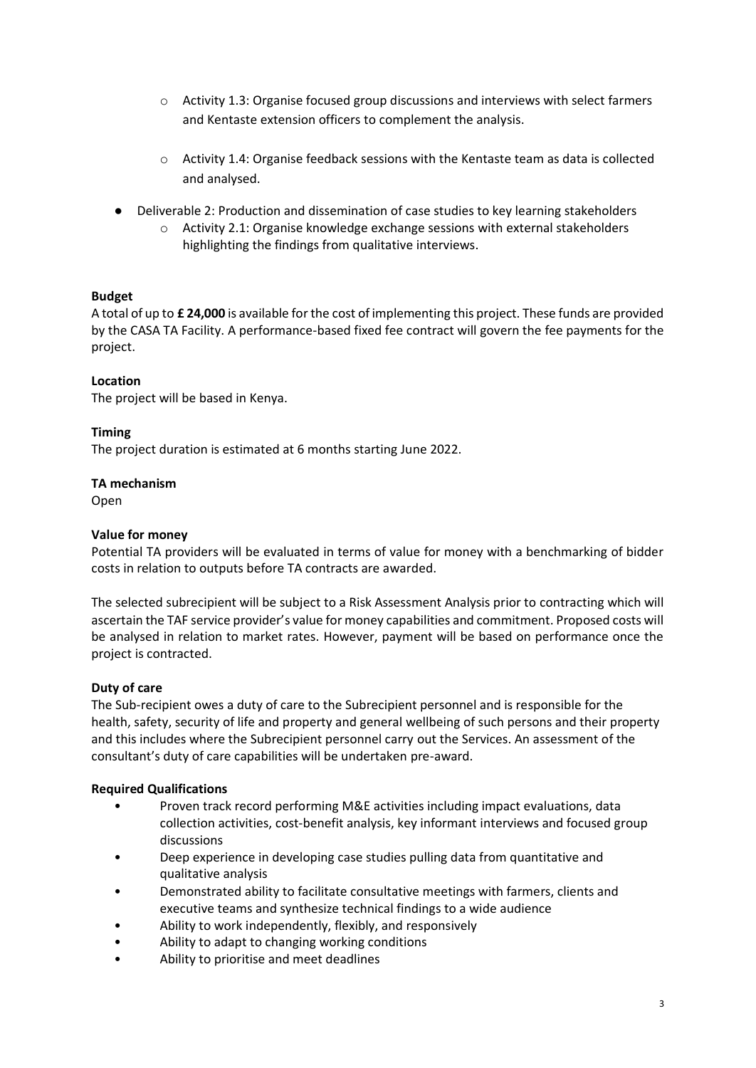- Activity 1.3: Organise focused group discussions and interviews with select farmers and Kentaste extension officers to complement the analysis.
- Activity 1.4: Organise feedback sessions with the Kentaste team as data is collected and analysed.

- Deliverable 2: Production and dissemination of case studies to key learning stakeholders
  - Activity 2.1: Organise knowledge exchange sessions with external stakeholders highlighting the findings from qualitative interviews.

**Budget**

A total of up to **£ 24,000** is available for the cost of implementing this project. These funds are provided by the CASA TA Facility. A performance-based fixed fee contract will govern the fee payments for the project.

**Location**

The project will be based in Kenya.

**Timing**

The project duration is estimated at 6 months starting June 2022.

**TA mechanism**

Open

**Value for money**

Potential TA providers will be evaluated in terms of value for money with a benchmarking of bidder costs in relation to outputs before TA contracts are awarded.

The selected subrecipient will be subject to a Risk Assessment Analysis prior to contracting which will ascertain the TAF service provider's value for money capabilities and commitment. Proposed costs will be analysed in relation to market rates. However, payment will be based on performance once the project is contracted.

**Duty of care**

The Sub-recipient owes a duty of care to the Subrecipient personnel and is responsible for the health, safety, security of life and property and general wellbeing of such persons and their property and this includes where the Subrecipient personnel carry out the Services. An assessment of the consultant's duty of care capabilities will be undertaken pre-award.

**Required Qualifications**

- Proven track record performing M&E activities including impact evaluations, data collection activities, cost-benefit analysis, key informant interviews and focused group discussions
- Deep experience in developing case studies pulling data from quantitative and qualitative analysis
- Demonstrated ability to facilitate consultative meetings with farmers, clients and executive teams and synthesize technical findings to a wide audience
- Ability to work independently, flexibly, and responsively
- Ability to adapt to changing working conditions
- Ability to prioritise and meet deadlines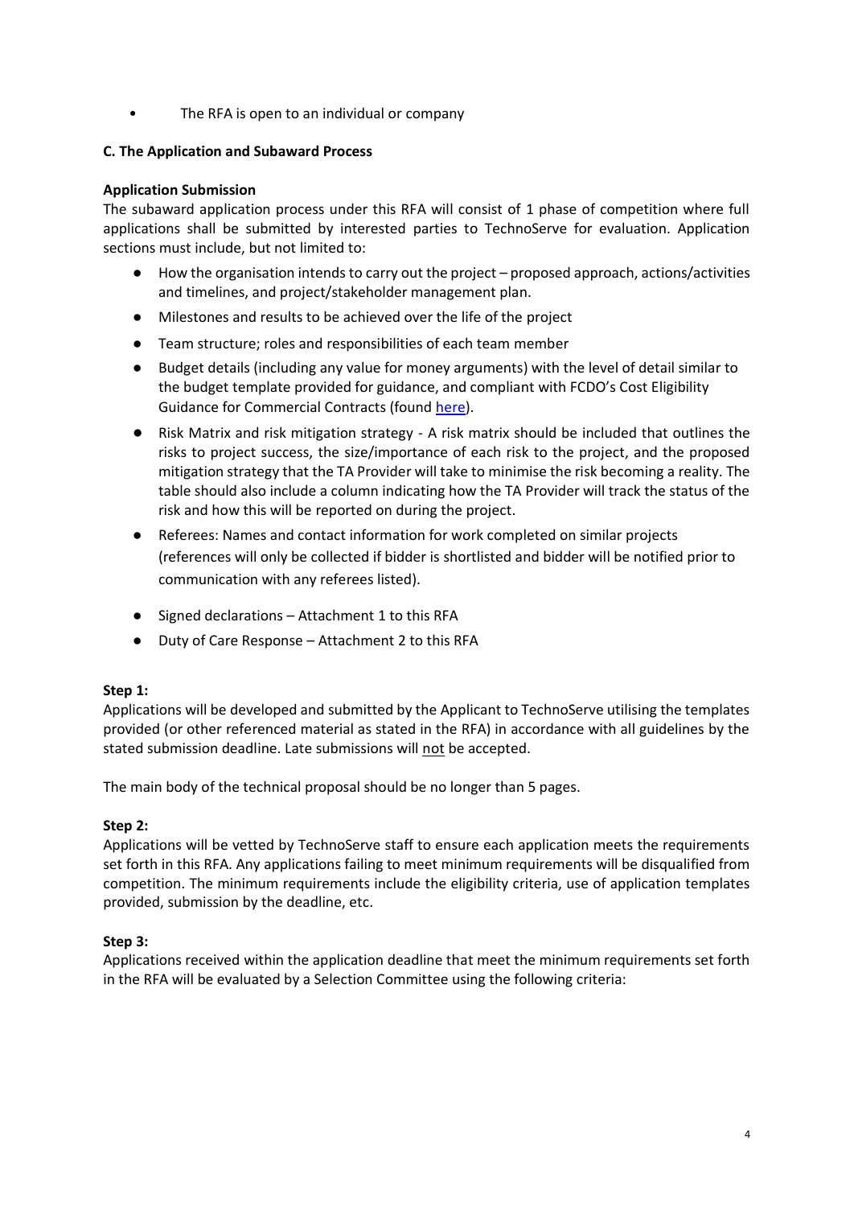- The RFA is open to an individual or company

### C. The Application and Subaward Process

**Application Submission**

The subaward application process under this RFA will consist of 1 phase of competition where full applications shall be submitted by interested parties to TechnoServe for evaluation. Application sections must include, but not limited to:

- How the organisation intends to carry out the project – proposed approach, actions/activities and timelines, and project/stakeholder management plan.
- Milestones and results to be achieved over the life of the project
- Team structure; roles and responsibilities of each team member
- Budget details (including any value for money arguments) with the level of detail similar to the budget template provided for guidance, and compliant with FCDO's Cost Eligibility Guidance for Commercial Contracts (found here).
- Risk Matrix and risk mitigation strategy - A risk matrix should be included that outlines the risks to project success, the size/importance of each risk to the project, and the proposed mitigation strategy that the TA Provider will take to minimise the risk becoming a reality. The table should also include a column indicating how the TA Provider will track the status of the risk and how this will be reported on during the project.
- Referees: Names and contact information for work completed on similar projects (references will only be collected if bidder is shortlisted and bidder will be notified prior to communication with any referees listed).
- Signed declarations – Attachment 1 to this RFA
- Duty of Care Response – Attachment 2 to this RFA

**Step 1:**

Applications will be developed and submitted by the Applicant to TechnoServe utilising the templates provided (or other referenced material as stated in the RFA) in accordance with all guidelines by the stated submission deadline. Late submissions will not be accepted.

The main body of the technical proposal should be no longer than 5 pages.

**Step 2:**

Applications will be vetted by TechnoServe staff to ensure each application meets the requirements set forth in this RFA. Any applications failing to meet minimum requirements will be disqualified from competition. The minimum requirements include the eligibility criteria, use of application templates provided, submission by the deadline, etc.

**Step 3:**

Applications received within the application deadline that meet the minimum requirements set forth in the RFA will be evaluated by a Selection Committee using the following criteria: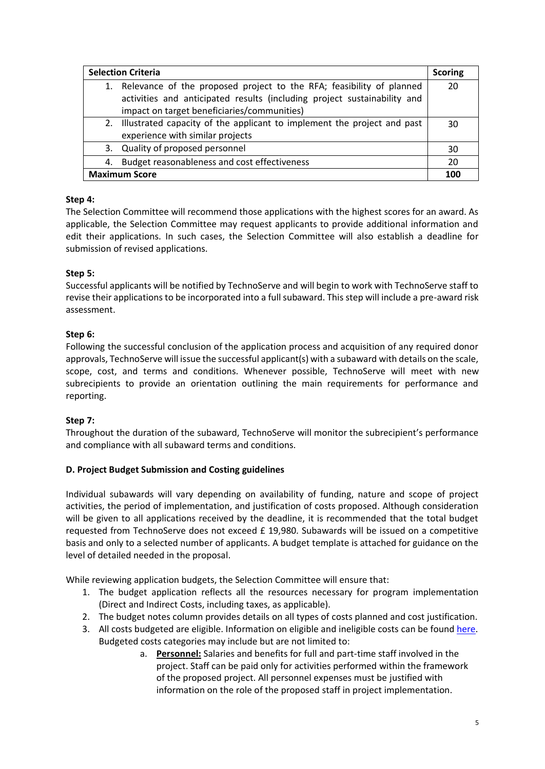| Selection Criteria | Scoring |
|---|---|
| 1. Relevance of the proposed project to the RFA; feasibility of planned activities and anticipated results (including project sustainability and impact on target beneficiaries/communities) | 20 |
| 2. Illustrated capacity of the applicant to implement the project and past experience with similar projects | 30 |
| 3. Quality of proposed personnel | 30 |
| 4. Budget reasonableness and cost effectiveness | 20 |
| **Maximum Score** | **100** |

**Step 4:**
The Selection Committee will recommend those applications with the highest scores for an award. As applicable, the Selection Committee may request applicants to provide additional information and edit their applications. In such cases, the Selection Committee will also establish a deadline for submission of revised applications.

**Step 5:**
Successful applicants will be notified by TechnoServe and will begin to work with TechnoServe staff to revise their applications to be incorporated into a full subaward. This step will include a pre-award risk assessment.

**Step 6:**
Following the successful conclusion of the application process and acquisition of any required donor approvals, TechnoServe will issue the successful applicant(s) with a subaward with details on the scale, scope, cost, and terms and conditions. Whenever possible, TechnoServe will meet with new subrecipients to provide an orientation outlining the main requirements for performance and reporting.

**Step 7:**
Throughout the duration of the subaward, TechnoServe will monitor the subrecipient's performance and compliance with all subaward terms and conditions.

**D. Project Budget Submission and Costing guidelines**

Individual subawards will vary depending on availability of funding, nature and scope of project activities, the period of implementation, and justification of costs proposed. Although consideration will be given to all applications received by the deadline, it is recommended that the total budget requested from TechnoServe does not exceed £ 19,980. Subawards will be issued on a competitive basis and only to a selected number of applicants. A budget template is attached for guidance on the level of detailed needed in the proposal.

While reviewing application budgets, the Selection Committee will ensure that:

1. The budget application reflects all the resources necessary for program implementation (Direct and Indirect Costs, including taxes, as applicable).
2. The budget notes column provides details on all types of costs planned and cost justification.
3. All costs budgeted are eligible. Information on eligible and ineligible costs can be found here. Budgeted costs categories may include but are not limited to:
    a. **Personnel:** Salaries and benefits for full and part-time staff involved in the project. Staff can be paid only for activities performed within the framework of the proposed project. All personnel expenses must be justified with information on the role of the proposed staff in project implementation.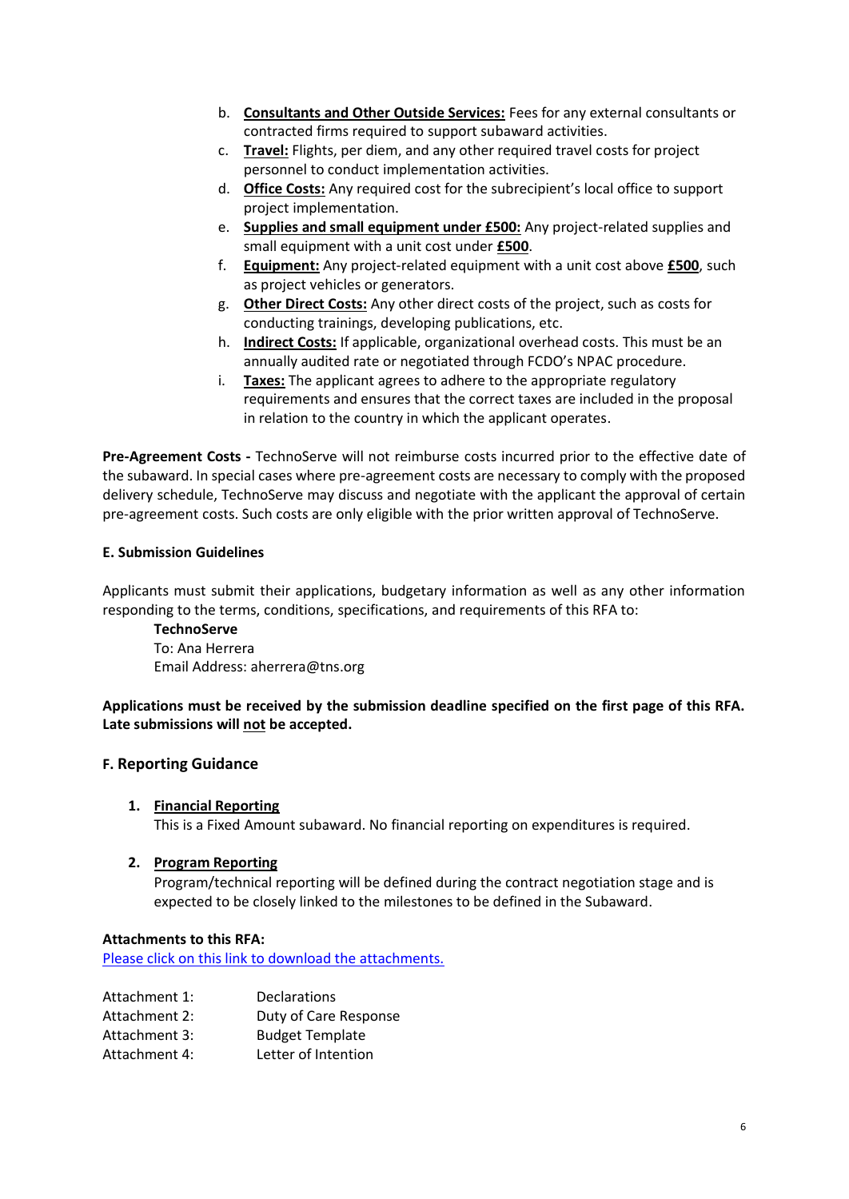b. **Consultants and Other Outside Services:** Fees for any external consultants or contracted firms required to support subaward activities.
c. **Travel:** Flights, per diem, and any other required travel costs for project personnel to conduct implementation activities.
d. **Office Costs:** Any required cost for the subrecipient's local office to support project implementation.
e. **Supplies and small equipment under £500:** Any project-related supplies and small equipment with a unit cost under **£500**.
f. **Equipment:** Any project-related equipment with a unit cost above **£500**, such as project vehicles or generators.
g. **Other Direct Costs:** Any other direct costs of the project, such as costs for conducting trainings, developing publications, etc.
h. **Indirect Costs:** If applicable, organizational overhead costs. This must be an annually audited rate or negotiated through FCDO's NPAC procedure.
i. **Taxes:** The applicant agrees to adhere to the appropriate regulatory requirements and ensures that the correct taxes are included in the proposal in relation to the country in which the applicant operates.

**Pre-Agreement Costs -** TechnoServe will not reimburse costs incurred prior to the effective date of the subaward. In special cases where pre-agreement costs are necessary to comply with the proposed delivery schedule, TechnoServe may discuss and negotiate with the applicant the approval of certain pre-agreement costs. Such costs are only eligible with the prior written approval of TechnoServe.

**E. Submission Guidelines**

Applicants must submit their applications, budgetary information as well as any other information responding to the terms, conditions, specifications, and requirements of this RFA to:

**TechnoServe**
To: Ana Herrera
Email Address: aherrera@tns.org

**Applications must be received by the submission deadline specified on the first page of this RFA. Late submissions will not be accepted.**

## F. Reporting Guidance

1. **Financial Reporting**
   This is a Fixed Amount subaward. No financial reporting on expenditures is required.

2. **Program Reporting**
   Program/technical reporting will be defined during the contract negotiation stage and is expected to be closely linked to the milestones to be defined in the Subaward.

**Attachments to this RFA:**
Please click on this link to download the attachments.

| | |
|---|---|
| Attachment 1: | Declarations |
| Attachment 2: | Duty of Care Response |
| Attachment 3: | Budget Template |
| Attachment 4: | Letter of Intention |